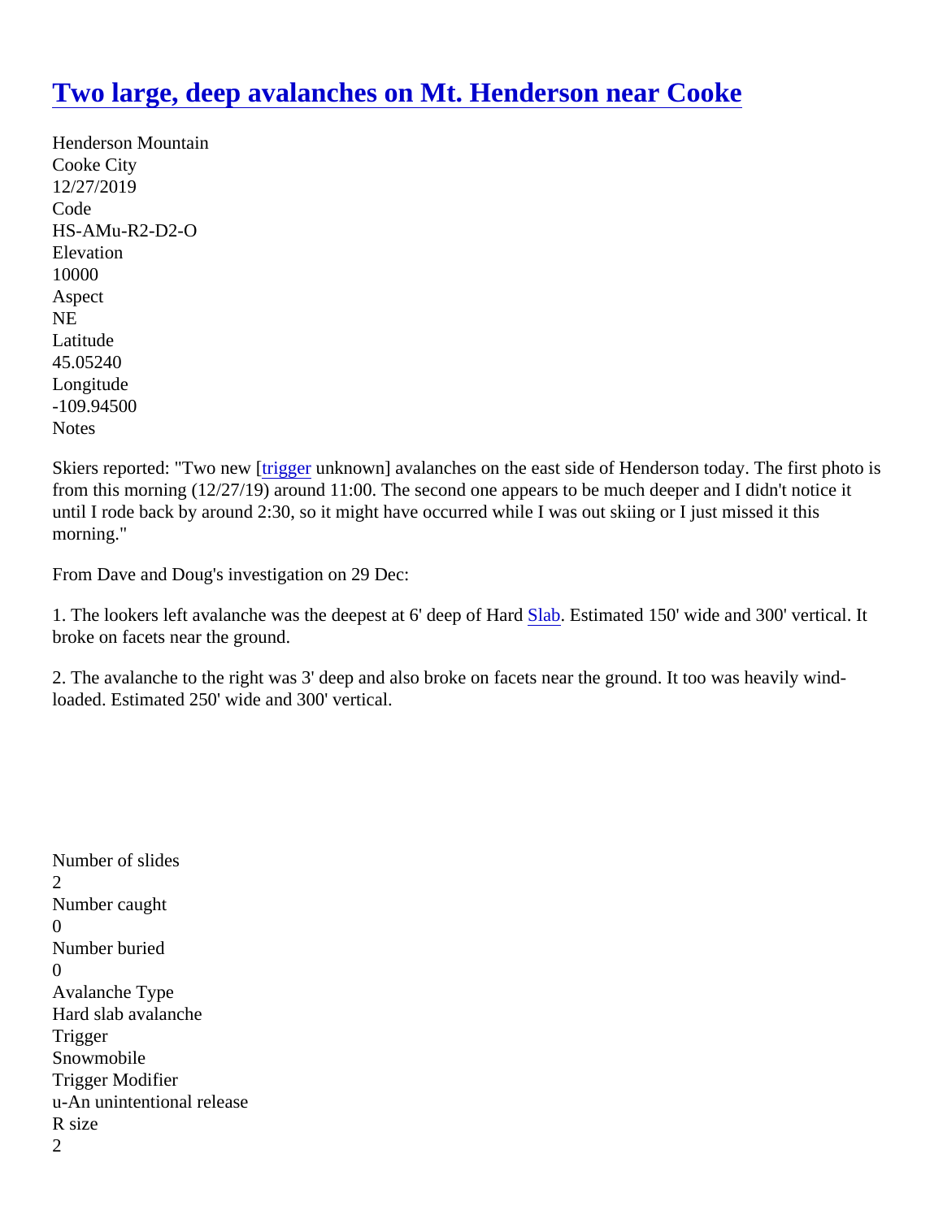# Two large, deep avalanches on Mt. Henderson near Cooke

Henderson Mountain
Cooke City
12/27/2019
Code
HS-AMu-R2-D2-O
Elevation
10000
Aspect
NE
Latitude
45.05240
Longitude
-109.94500
Notes

Skiers reported: "Two new [trigger unknown] avalanches on the east side of Henderson today. The first photo is from this morning (12/27/19) around 11:00. The second one appears to be much deeper and I didn't notice it until I rode back by around 2:30, so it might have occurred while I was out skiing or I just missed it this morning."

From Dave and Doug's investigation on 29 Dec:

1. The lookers left avalanche was the deepest at 6' deep of Hard Slab. Estimated 150' wide and 300' vertical. It broke on facets near the ground.

2. The avalanche to the right was 3' deep and also broke on facets near the ground. It too was heavily wind-loaded. Estimated 250' wide and 300' vertical.

Number of slides
2
Number caught
0
Number buried
0
Avalanche Type
Hard slab avalanche
Trigger
Snowmobile
Trigger Modifier
u-An unintentional release
R size
2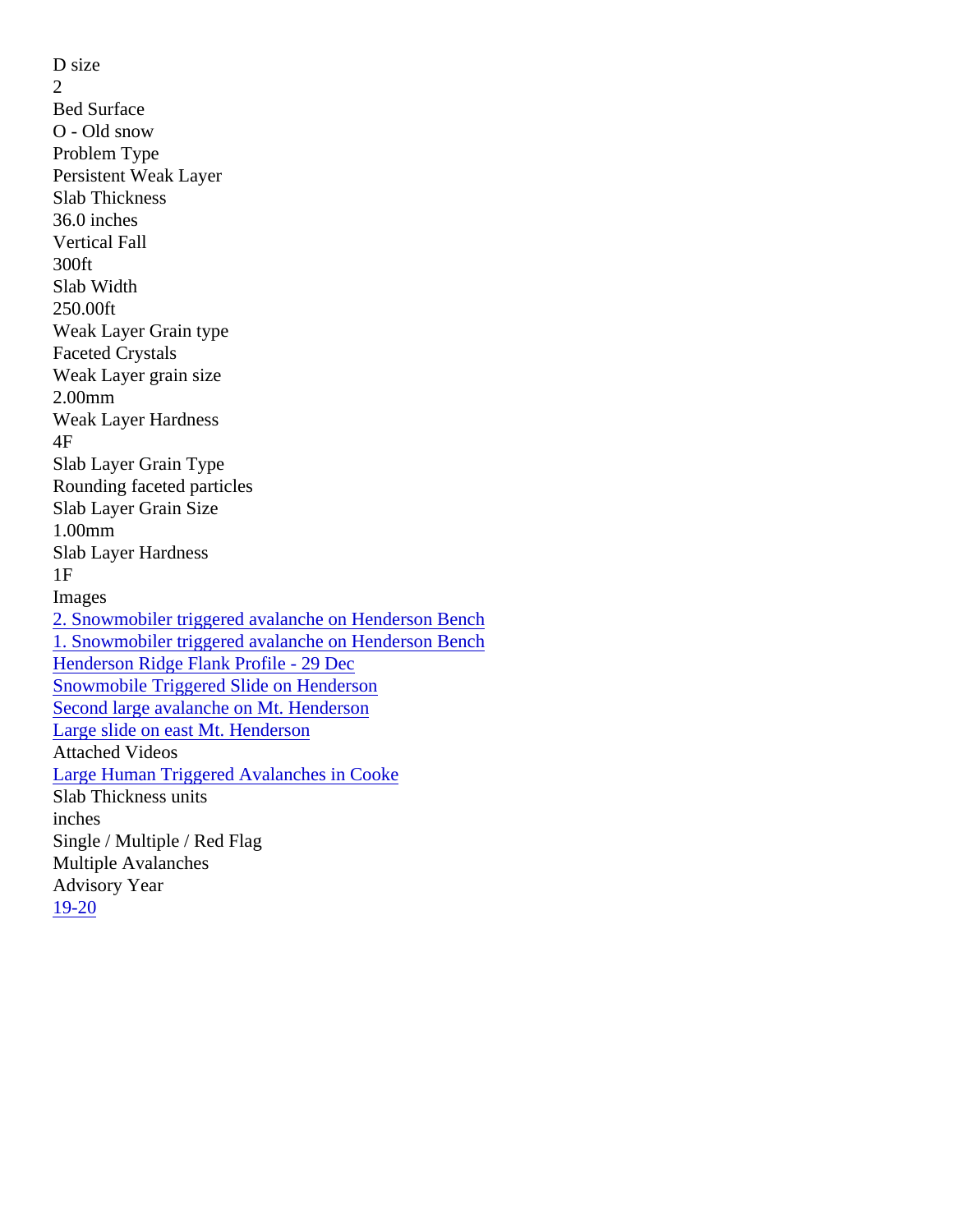D size
2
Bed Surface
O - Old snow
Problem Type
Persistent Weak Layer
Slab Thickness
36.0 inches
Vertical Fall
300ft
Slab Width
250.00ft
Weak Layer Grain type
Faceted Crystals
Weak Layer grain size
2.00mm
Weak Layer Hardness
4F
Slab Layer Grain Type
Rounding faceted particles
Slab Layer Grain Size
1.00mm
Slab Layer Hardness
1F
Images
2. Snowmobiler triggered avalanche on Henderson Bench
1. Snowmobiler triggered avalanche on Henderson Bench
Henderson Ridge Flank Profile - 29 Dec
Snowmobile Triggered Slide on Henderson
Second large avalanche on Mt. Henderson
Large slide on east Mt. Henderson
Attached Videos
Large Human Triggered Avalanches in Cooke
Slab Thickness units
inches
Single / Multiple / Red Flag
Multiple Avalanches
Advisory Year
19-20